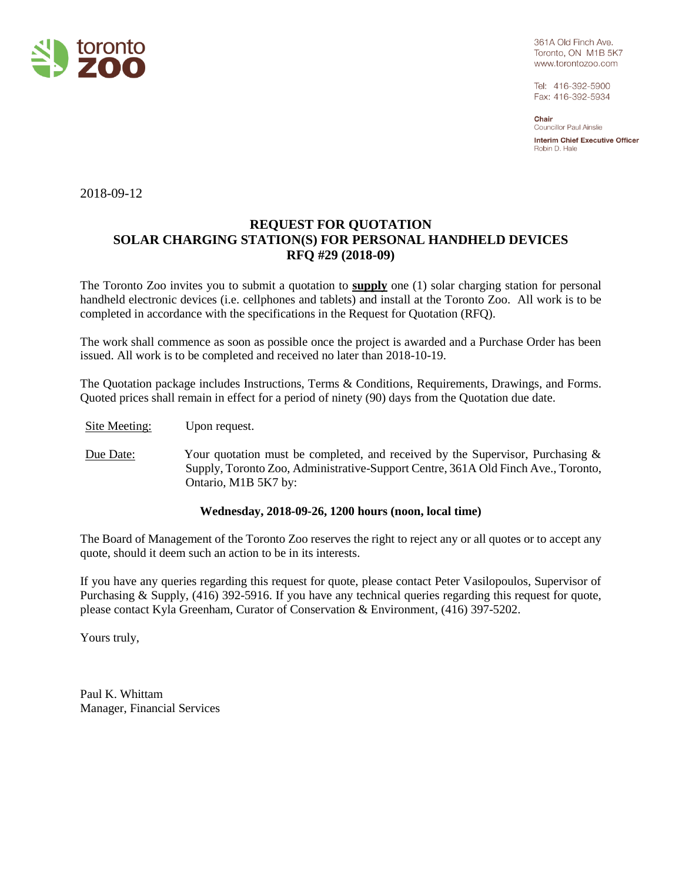toronto zoo

361A Old Finch Ave.
Toronto, ON M1B 5K7
www.torontozoo.com

Tel: 416-392-5900
Fax: 416-392-5934

**Chair**
Councillor Paul Ainslie

**Interim Chief Executive Officer**
Robin D. Hale

2018-09-12

# REQUEST FOR QUOTATION
## SOLAR CHARGING STATION(S) FOR PERSONAL HANDHELD DEVICES
## RFQ #29 (2018-09)

The Toronto Zoo invites you to submit a quotation to **supply** one (1) solar charging station for personal handheld electronic devices (i.e. cellphones and tablets) and install at the Toronto Zoo. All work is to be completed in accordance with the specifications in the Request for Quotation (RFQ).

The work shall commence as soon as possible once the project is awarded and a Purchase Order has been issued. All work is to be completed and received no later than 2018-10-19.

The Quotation package includes Instructions, Terms & Conditions, Requirements, Drawings, and Forms. Quoted prices shall remain in effect for a period of ninety (90) days from the Quotation due date.

Site Meeting: Upon request.

Due Date: Your quotation must be completed, and received by the Supervisor, Purchasing & Supply, Toronto Zoo, Administrative-Support Centre, 361A Old Finch Ave., Toronto, Ontario, M1B 5K7 by:

**Wednesday, 2018-09-26, 1200 hours (noon, local time)**

The Board of Management of the Toronto Zoo reserves the right to reject any or all quotes or to accept any quote, should it deem such an action to be in its interests.

If you have any queries regarding this request for quote, please contact Peter Vasilopoulos, Supervisor of Purchasing & Supply, (416) 392-5916. If you have any technical queries regarding this request for quote, please contact Kyla Greenham, Curator of Conservation & Environment, (416) 397-5202.

Yours truly,

Paul K. Whittam
Manager, Financial Services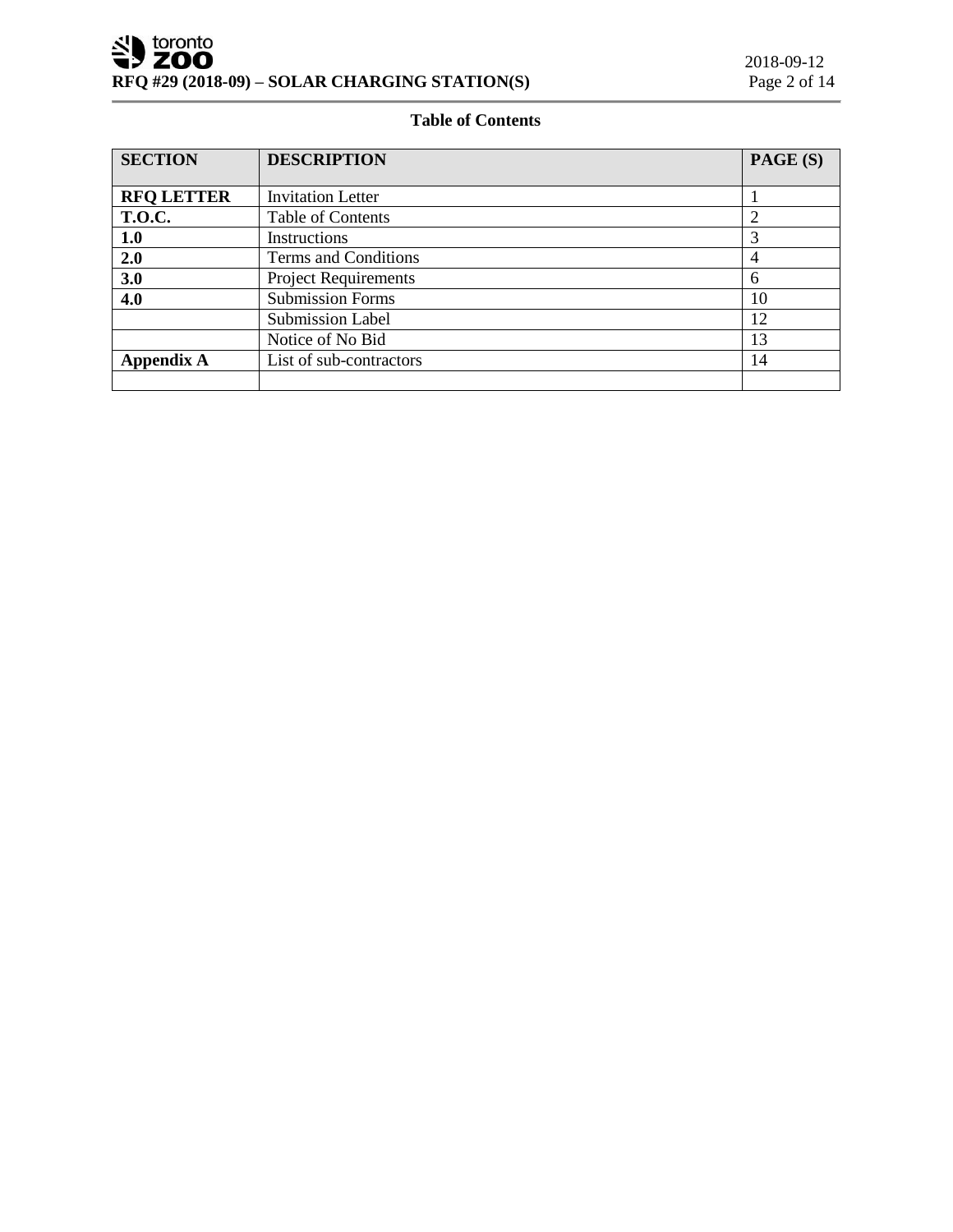**Table of Contents**

| SECTION | DESCRIPTION | PAGE (S) |
|---|---|---|
| **RFQ LETTER** | Invitation Letter | 1 |
| **T.O.C.** | Table of Contents | 2 |
| **1.0** | Instructions | 3 |
| **2.0** | Terms and Conditions | 4 |
| **3.0** | Project Requirements | 6 |
| **4.0** | Submission Forms | 10 |
| | Submission Label | 12 |
| | Notice of No Bid | 13 |
| **Appendix A** | List of sub-contractors | 14 |
| | | |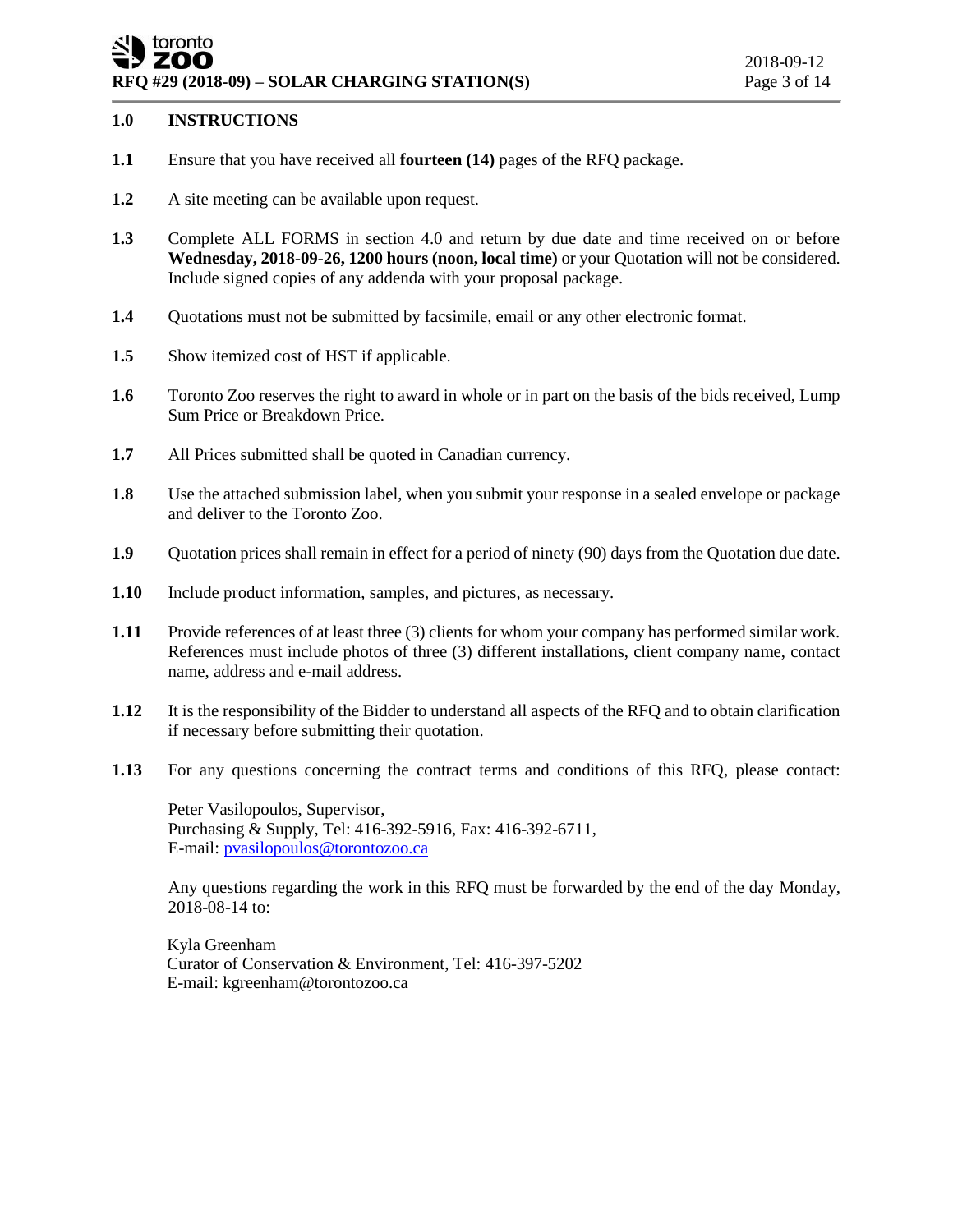## 1.0 INSTRUCTIONS

**1.1** Ensure that you have received all **fourteen (14)** pages of the RFQ package.

**1.2** A site meeting can be available upon request.

**1.3** Complete ALL FORMS in section 4.0 and return by due date and time received on or before **Wednesday, 2018-09-26, 1200 hours (noon, local time)** or your Quotation will not be considered. Include signed copies of any addenda with your proposal package.

**1.4** Quotations must not be submitted by facsimile, email or any other electronic format.

**1.5** Show itemized cost of HST if applicable.

**1.6** Toronto Zoo reserves the right to award in whole or in part on the basis of the bids received, Lump Sum Price or Breakdown Price.

**1.7** All Prices submitted shall be quoted in Canadian currency.

**1.8** Use the attached submission label, when you submit your response in a sealed envelope or package and deliver to the Toronto Zoo.

**1.9** Quotation prices shall remain in effect for a period of ninety (90) days from the Quotation due date.

**1.10** Include product information, samples, and pictures, as necessary.

**1.11** Provide references of at least three (3) clients for whom your company has performed similar work. References must include photos of three (3) different installations, client company name, contact name, address and e-mail address.

**1.12** It is the responsibility of the Bidder to understand all aspects of the RFQ and to obtain clarification if necessary before submitting their quotation.

**1.13** For any questions concerning the contract terms and conditions of this RFQ, please contact:

Peter Vasilopoulos, Supervisor,
Purchasing & Supply, Tel: 416-392-5916, Fax: 416-392-6711,
E-mail: pvasilopoulos@torontozoo.ca

Any questions regarding the work in this RFQ must be forwarded by the end of the day Monday, 2018-08-14 to:

Kyla Greenham
Curator of Conservation & Environment, Tel: 416-397-5202
E-mail: kgreenham@torontozoo.ca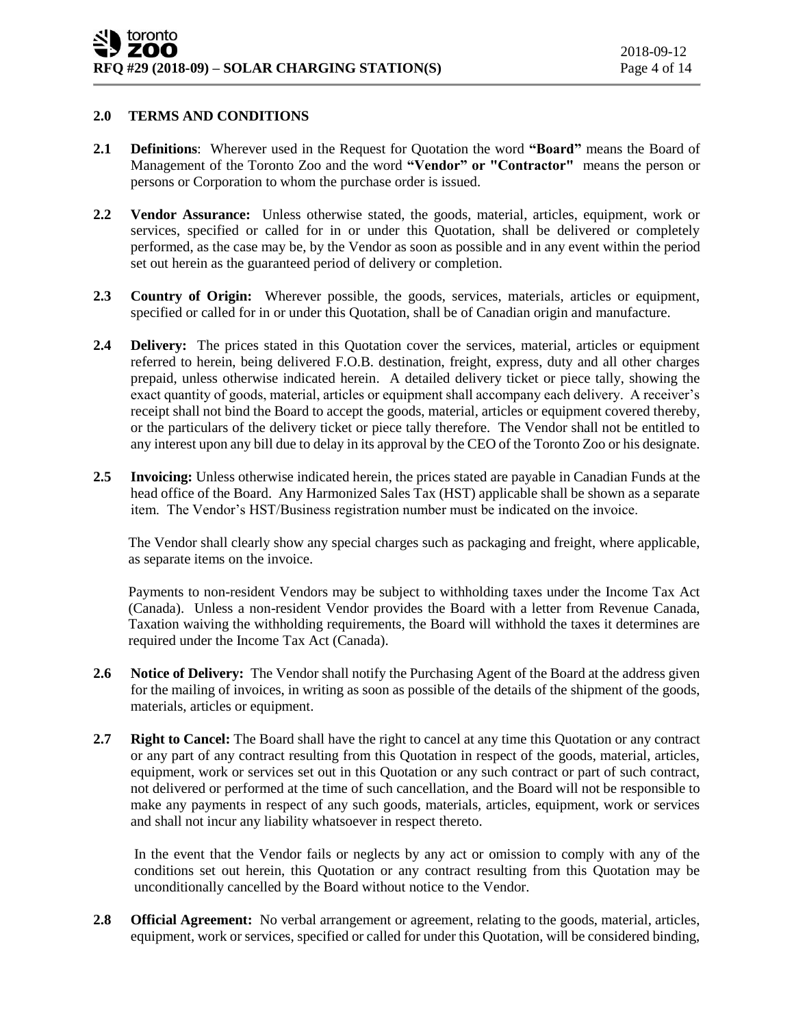## 2.0 TERMS AND CONDITIONS

**2.1 Definitions**: Wherever used in the Request for Quotation the word **"Board"** means the Board of Management of the Toronto Zoo and the word **"Vendor" or "Contractor"** means the person or persons or Corporation to whom the purchase order is issued.

**2.2 Vendor Assurance:** Unless otherwise stated, the goods, material, articles, equipment, work or services, specified or called for in or under this Quotation, shall be delivered or completely performed, as the case may be, by the Vendor as soon as possible and in any event within the period set out herein as the guaranteed period of delivery or completion.

**2.3 Country of Origin:** Wherever possible, the goods, services, materials, articles or equipment, specified or called for in or under this Quotation, shall be of Canadian origin and manufacture.

**2.4 Delivery:** The prices stated in this Quotation cover the services, material, articles or equipment referred to herein, being delivered F.O.B. destination, freight, express, duty and all other charges prepaid, unless otherwise indicated herein. A detailed delivery ticket or piece tally, showing the exact quantity of goods, material, articles or equipment shall accompany each delivery. A receiver's receipt shall not bind the Board to accept the goods, material, articles or equipment covered thereby, or the particulars of the delivery ticket or piece tally therefore. The Vendor shall not be entitled to any interest upon any bill due to delay in its approval by the CEO of the Toronto Zoo or his designate.

**2.5 Invoicing:** Unless otherwise indicated herein, the prices stated are payable in Canadian Funds at the head office of the Board. Any Harmonized Sales Tax (HST) applicable shall be shown as a separate item. The Vendor's HST/Business registration number must be indicated on the invoice.

The Vendor shall clearly show any special charges such as packaging and freight, where applicable, as separate items on the invoice.

Payments to non-resident Vendors may be subject to withholding taxes under the Income Tax Act (Canada). Unless a non-resident Vendor provides the Board with a letter from Revenue Canada, Taxation waiving the withholding requirements, the Board will withhold the taxes it determines are required under the Income Tax Act (Canada).

**2.6 Notice of Delivery:** The Vendor shall notify the Purchasing Agent of the Board at the address given for the mailing of invoices, in writing as soon as possible of the details of the shipment of the goods, materials, articles or equipment.

**2.7 Right to Cancel:** The Board shall have the right to cancel at any time this Quotation or any contract or any part of any contract resulting from this Quotation in respect of the goods, material, articles, equipment, work or services set out in this Quotation or any such contract or part of such contract, not delivered or performed at the time of such cancellation, and the Board will not be responsible to make any payments in respect of any such goods, materials, articles, equipment, work or services and shall not incur any liability whatsoever in respect thereto.

In the event that the Vendor fails or neglects by any act or omission to comply with any of the conditions set out herein, this Quotation or any contract resulting from this Quotation may be unconditionally cancelled by the Board without notice to the Vendor.

**2.8 Official Agreement:** No verbal arrangement or agreement, relating to the goods, material, articles, equipment, work or services, specified or called for under this Quotation, will be considered binding,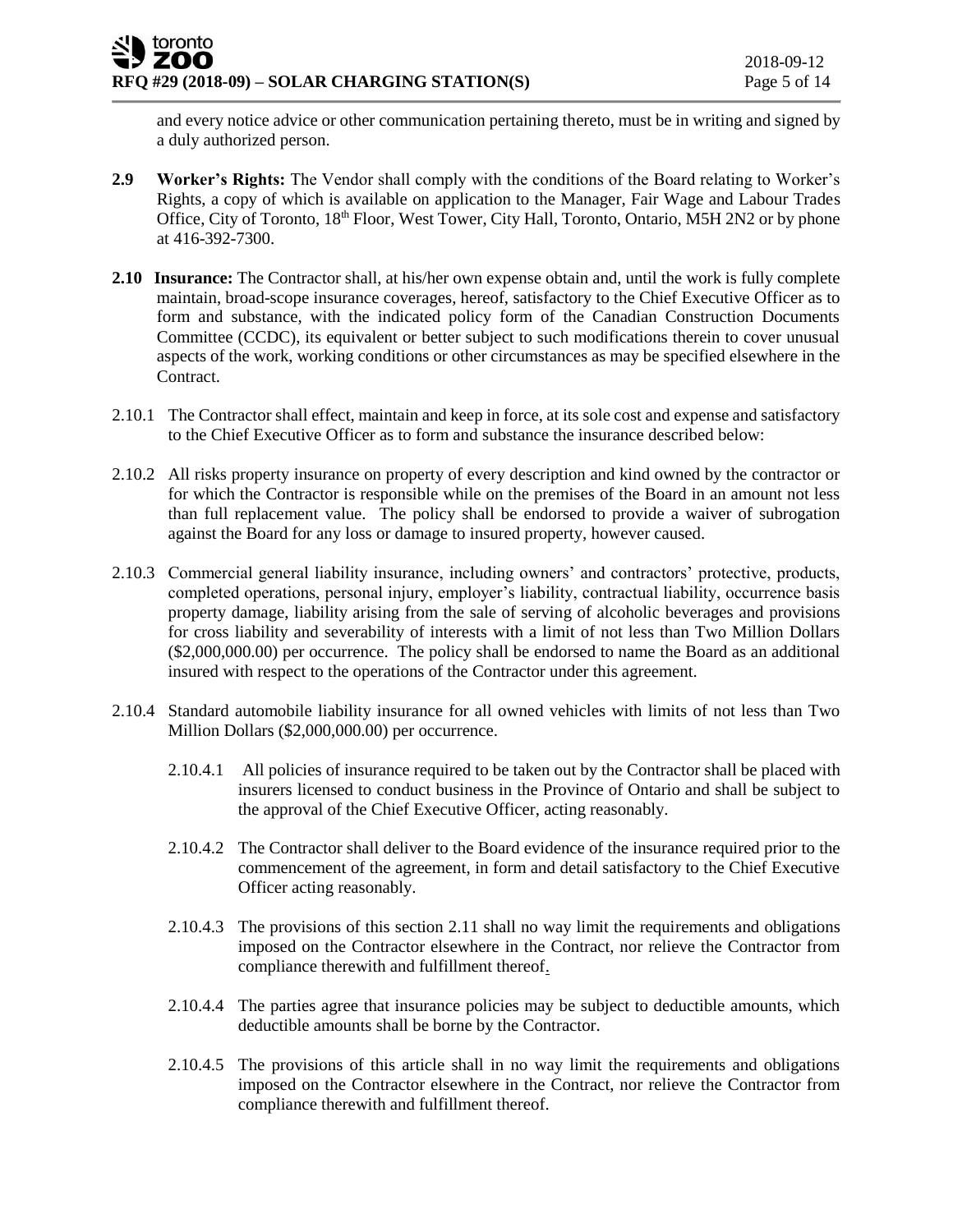and every notice advice or other communication pertaining thereto, must be in writing and signed by a duly authorized person.

**2.9 Worker's Rights:** The Vendor shall comply with the conditions of the Board relating to Worker's Rights, a copy of which is available on application to the Manager, Fair Wage and Labour Trades Office, City of Toronto, 18th Floor, West Tower, City Hall, Toronto, Ontario, M5H 2N2 or by phone at 416-392-7300.

**2.10 Insurance:** The Contractor shall, at his/her own expense obtain and, until the work is fully complete maintain, broad-scope insurance coverages, hereof, satisfactory to the Chief Executive Officer as to form and substance, with the indicated policy form of the Canadian Construction Documents Committee (CCDC), its equivalent or better subject to such modifications therein to cover unusual aspects of the work, working conditions or other circumstances as may be specified elsewhere in the Contract.

2.10.1 The Contractor shall effect, maintain and keep in force, at its sole cost and expense and satisfactory to the Chief Executive Officer as to form and substance the insurance described below:

2.10.2 All risks property insurance on property of every description and kind owned by the contractor or for which the Contractor is responsible while on the premises of the Board in an amount not less than full replacement value. The policy shall be endorsed to provide a waiver of subrogation against the Board for any loss or damage to insured property, however caused.

2.10.3 Commercial general liability insurance, including owners' and contractors' protective, products, completed operations, personal injury, employer's liability, contractual liability, occurrence basis property damage, liability arising from the sale of serving of alcoholic beverages and provisions for cross liability and severability of interests with a limit of not less than Two Million Dollars ($2,000,000.00) per occurrence. The policy shall be endorsed to name the Board as an additional insured with respect to the operations of the Contractor under this agreement.

2.10.4 Standard automobile liability insurance for all owned vehicles with limits of not less than Two Million Dollars ($2,000,000.00) per occurrence.

2.10.4.1 All policies of insurance required to be taken out by the Contractor shall be placed with insurers licensed to conduct business in the Province of Ontario and shall be subject to the approval of the Chief Executive Officer, acting reasonably.

2.10.4.2 The Contractor shall deliver to the Board evidence of the insurance required prior to the commencement of the agreement, in form and detail satisfactory to the Chief Executive Officer acting reasonably.

2.10.4.3 The provisions of this section 2.11 shall no way limit the requirements and obligations imposed on the Contractor elsewhere in the Contract, nor relieve the Contractor from compliance therewith and fulfillment thereof.

2.10.4.4 The parties agree that insurance policies may be subject to deductible amounts, which deductible amounts shall be borne by the Contractor.

2.10.4.5 The provisions of this article shall in no way limit the requirements and obligations imposed on the Contractor elsewhere in the Contract, nor relieve the Contractor from compliance therewith and fulfillment thereof.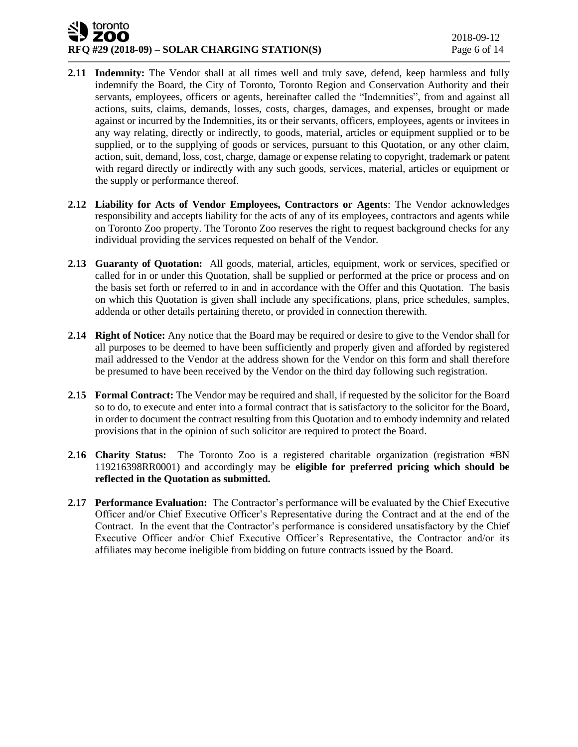**2.11 Indemnity:** The Vendor shall at all times well and truly save, defend, keep harmless and fully indemnify the Board, the City of Toronto, Toronto Region and Conservation Authority and their servants, employees, officers or agents, hereinafter called the "Indemnities", from and against all actions, suits, claims, demands, losses, costs, charges, damages, and expenses, brought or made against or incurred by the Indemnities, its or their servants, officers, employees, agents or invitees in any way relating, directly or indirectly, to goods, material, articles or equipment supplied or to be supplied, or to the supplying of goods or services, pursuant to this Quotation, or any other claim, action, suit, demand, loss, cost, charge, damage or expense relating to copyright, trademark or patent with regard directly or indirectly with any such goods, services, material, articles or equipment or the supply or performance thereof.

**2.12 Liability for Acts of Vendor Employees, Contractors or Agents**: The Vendor acknowledges responsibility and accepts liability for the acts of any of its employees, contractors and agents while on Toronto Zoo property. The Toronto Zoo reserves the right to request background checks for any individual providing the services requested on behalf of the Vendor.

**2.13 Guaranty of Quotation:** All goods, material, articles, equipment, work or services, specified or called for in or under this Quotation, shall be supplied or performed at the price or process and on the basis set forth or referred to in and in accordance with the Offer and this Quotation. The basis on which this Quotation is given shall include any specifications, plans, price schedules, samples, addenda or other details pertaining thereto, or provided in connection therewith.

**2.14 Right of Notice:** Any notice that the Board may be required or desire to give to the Vendor shall for all purposes to be deemed to have been sufficiently and properly given and afforded by registered mail addressed to the Vendor at the address shown for the Vendor on this form and shall therefore be presumed to have been received by the Vendor on the third day following such registration.

**2.15 Formal Contract:** The Vendor may be required and shall, if requested by the solicitor for the Board so to do, to execute and enter into a formal contract that is satisfactory to the solicitor for the Board, in order to document the contract resulting from this Quotation and to embody indemnity and related provisions that in the opinion of such solicitor are required to protect the Board.

**2.16 Charity Status:** The Toronto Zoo is a registered charitable organization (registration #BN 119216398RR0001) and accordingly may be **eligible for preferred pricing which should be reflected in the Quotation as submitted.**

**2.17 Performance Evaluation:** The Contractor's performance will be evaluated by the Chief Executive Officer and/or Chief Executive Officer's Representative during the Contract and at the end of the Contract. In the event that the Contractor's performance is considered unsatisfactory by the Chief Executive Officer and/or Chief Executive Officer's Representative, the Contractor and/or its affiliates may become ineligible from bidding on future contracts issued by the Board.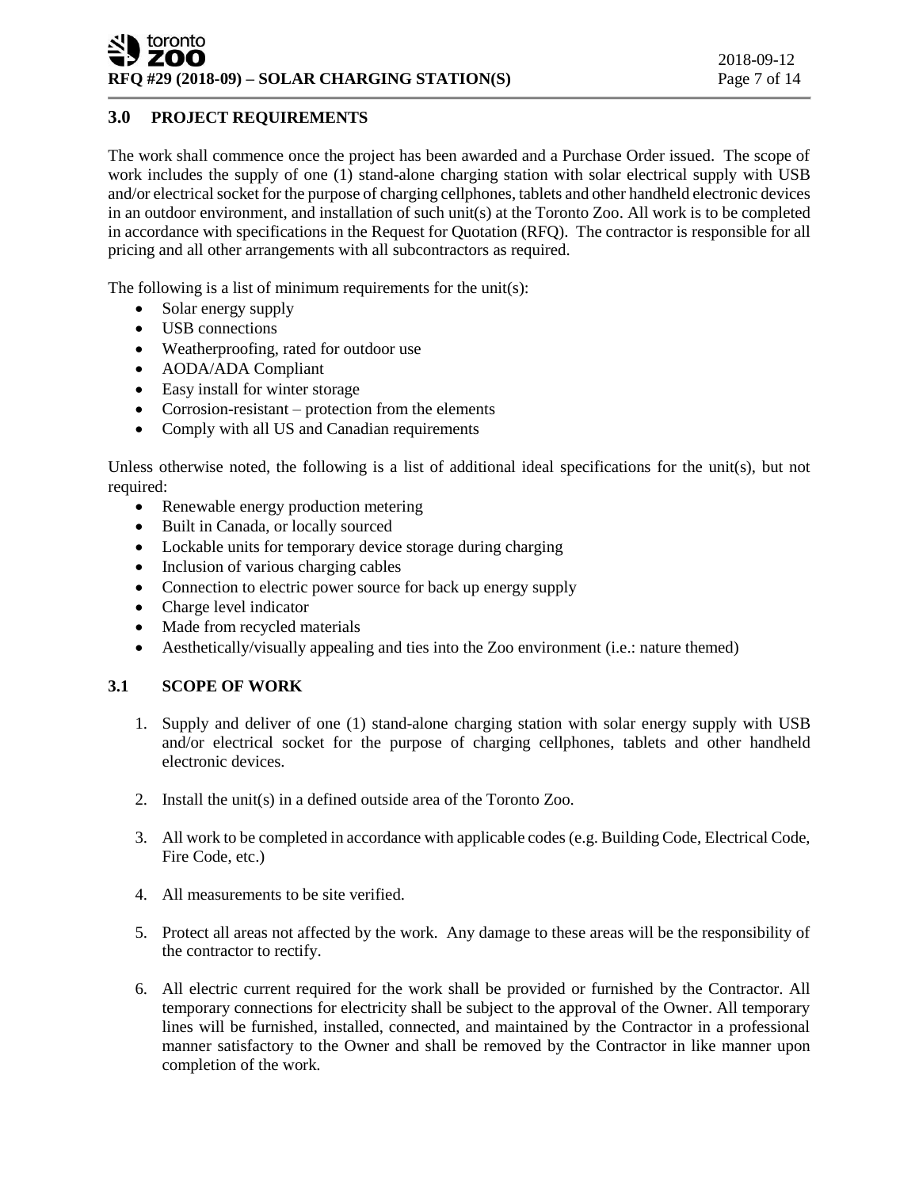## 3.0 PROJECT REQUIREMENTS

The work shall commence once the project has been awarded and a Purchase Order issued. The scope of work includes the supply of one (1) stand-alone charging station with solar electrical supply with USB and/or electrical socket for the purpose of charging cellphones, tablets and other handheld electronic devices in an outdoor environment, and installation of such unit(s) at the Toronto Zoo. All work is to be completed in accordance with specifications in the Request for Quotation (RFQ). The contractor is responsible for all pricing and all other arrangements with all subcontractors as required.

The following is a list of minimum requirements for the unit(s):

- Solar energy supply
- USB connections
- Weatherproofing, rated for outdoor use
- AODA/ADA Compliant
- Easy install for winter storage
- Corrosion-resistant – protection from the elements
- Comply with all US and Canadian requirements

Unless otherwise noted, the following is a list of additional ideal specifications for the unit(s), but not required:

- Renewable energy production metering
- Built in Canada, or locally sourced
- Lockable units for temporary device storage during charging
- Inclusion of various charging cables
- Connection to electric power source for back up energy supply
- Charge level indicator
- Made from recycled materials
- Aesthetically/visually appealing and ties into the Zoo environment (i.e.: nature themed)

## 3.1 SCOPE OF WORK

1. Supply and deliver of one (1) stand-alone charging station with solar energy supply with USB and/or electrical socket for the purpose of charging cellphones, tablets and other handheld electronic devices.
2. Install the unit(s) in a defined outside area of the Toronto Zoo.
3. All work to be completed in accordance with applicable codes (e.g. Building Code, Electrical Code, Fire Code, etc.)
4. All measurements to be site verified.
5. Protect all areas not affected by the work. Any damage to these areas will be the responsibility of the contractor to rectify.
6. All electric current required for the work shall be provided or furnished by the Contractor. All temporary connections for electricity shall be subject to the approval of the Owner. All temporary lines will be furnished, installed, connected, and maintained by the Contractor in a professional manner satisfactory to the Owner and shall be removed by the Contractor in like manner upon completion of the work.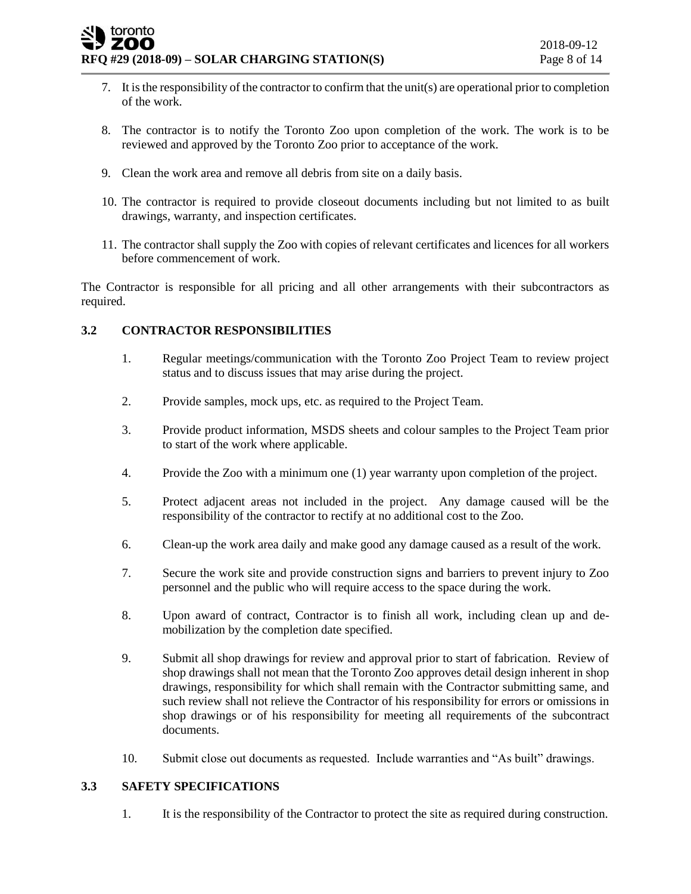7. It is the responsibility of the contractor to confirm that the unit(s) are operational prior to completion of the work.

8. The contractor is to notify the Toronto Zoo upon completion of the work. The work is to be reviewed and approved by the Toronto Zoo prior to acceptance of the work.

9. Clean the work area and remove all debris from site on a daily basis.

10. The contractor is required to provide closeout documents including but not limited to as built drawings, warranty, and inspection certificates.

11. The contractor shall supply the Zoo with copies of relevant certificates and licences for all workers before commencement of work.

The Contractor is responsible for all pricing and all other arrangements with their subcontractors as required.

### 3.2 CONTRACTOR RESPONSIBILITIES

1. Regular meetings/communication with the Toronto Zoo Project Team to review project status and to discuss issues that may arise during the project.

2. Provide samples, mock ups, etc. as required to the Project Team.

3. Provide product information, MSDS sheets and colour samples to the Project Team prior to start of the work where applicable.

4. Provide the Zoo with a minimum one (1) year warranty upon completion of the project.

5. Protect adjacent areas not included in the project. Any damage caused will be the responsibility of the contractor to rectify at no additional cost to the Zoo.

6. Clean-up the work area daily and make good any damage caused as a result of the work.

7. Secure the work site and provide construction signs and barriers to prevent injury to Zoo personnel and the public who will require access to the space during the work.

8. Upon award of contract, Contractor is to finish all work, including clean up and de-mobilization by the completion date specified.

9. Submit all shop drawings for review and approval prior to start of fabrication. Review of shop drawings shall not mean that the Toronto Zoo approves detail design inherent in shop drawings, responsibility for which shall remain with the Contractor submitting same, and such review shall not relieve the Contractor of his responsibility for errors or omissions in shop drawings or of his responsibility for meeting all requirements of the subcontract documents.

10. Submit close out documents as requested. Include warranties and "As built" drawings.

### 3.3 SAFETY SPECIFICATIONS

1. It is the responsibility of the Contractor to protect the site as required during construction.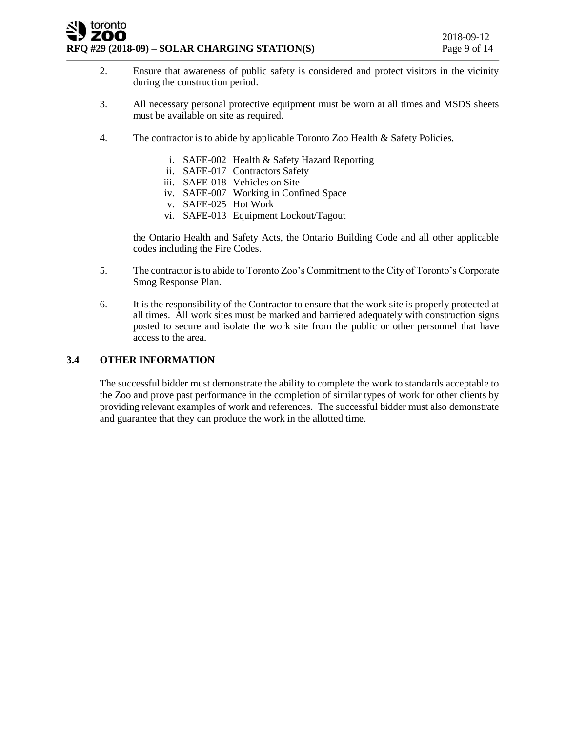2. Ensure that awareness of public safety is considered and protect visitors in the vicinity during the construction period.

3. All necessary personal protective equipment must be worn at all times and MSDS sheets must be available on site as required.

4. The contractor is to abide by applicable Toronto Zoo Health & Safety Policies,

   i. SAFE-002 Health & Safety Hazard Reporting
   ii. SAFE-017 Contractors Safety
   iii. SAFE-018 Vehicles on Site
   iv. SAFE-007 Working in Confined Space
   v. SAFE-025 Hot Work
   vi. SAFE-013 Equipment Lockout/Tagout

   the Ontario Health and Safety Acts, the Ontario Building Code and all other applicable codes including the Fire Codes.

5. The contractor is to abide to Toronto Zoo's Commitment to the City of Toronto's Corporate Smog Response Plan.

6. It is the responsibility of the Contractor to ensure that the work site is properly protected at all times. All work sites must be marked and barriered adequately with construction signs posted to secure and isolate the work site from the public or other personnel that have access to the area.

### 3.4 OTHER INFORMATION

The successful bidder must demonstrate the ability to complete the work to standards acceptable to the Zoo and prove past performance in the completion of similar types of work for other clients by providing relevant examples of work and references. The successful bidder must also demonstrate and guarantee that they can produce the work in the allotted time.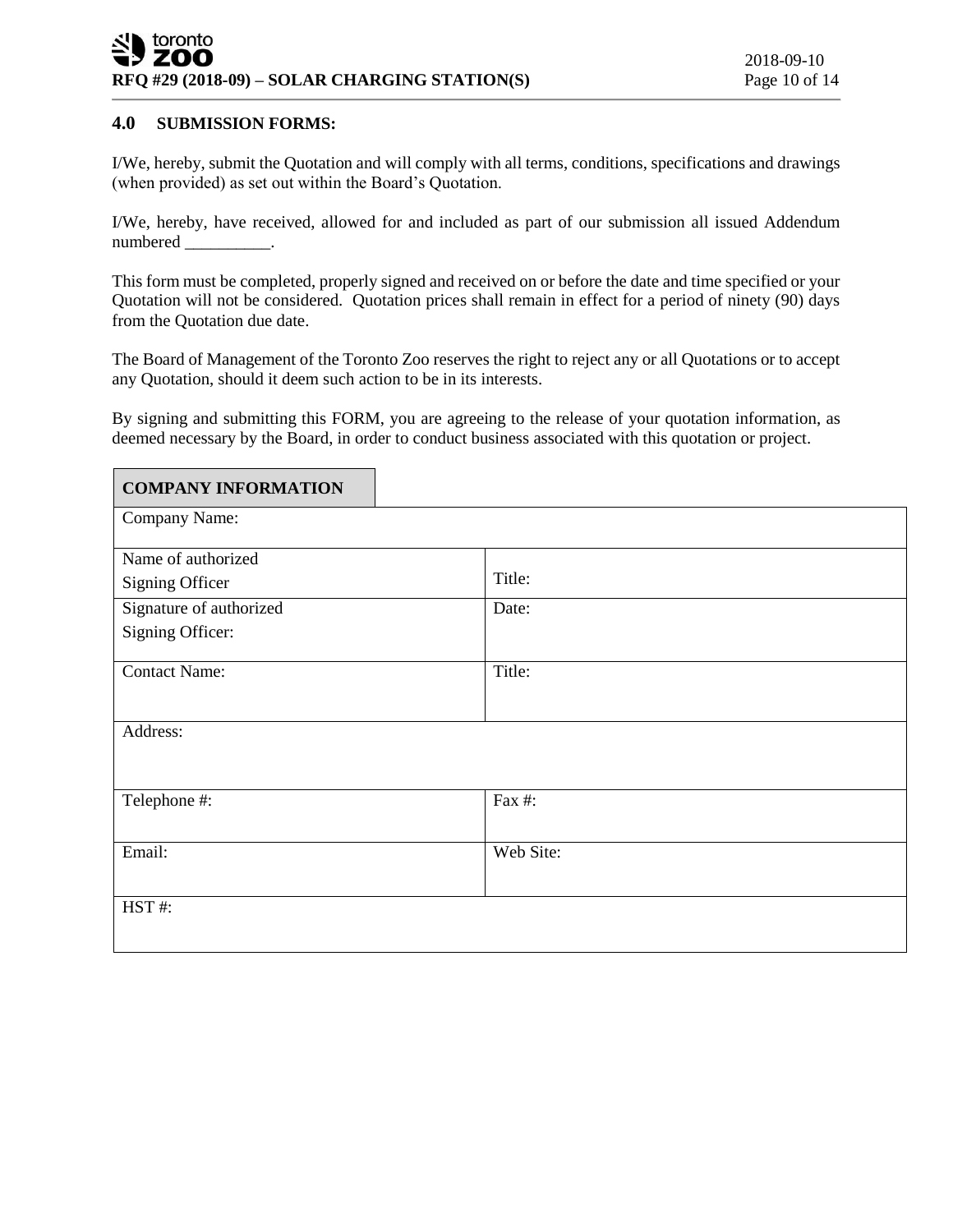## 4.0 SUBMISSION FORMS:

I/We, hereby, submit the Quotation and will comply with all terms, conditions, specifications and drawings (when provided) as set out within the Board's Quotation.

I/We, hereby, have received, allowed for and included as part of our submission all issued Addendum numbered __________.

This form must be completed, properly signed and received on or before the date and time specified or your Quotation will not be considered. Quotation prices shall remain in effect for a period of ninety (90) days from the Quotation due date.

The Board of Management of the Toronto Zoo reserves the right to reject any or all Quotations or to accept any Quotation, should it deem such action to be in its interests.

By signing and submitting this FORM, you are agreeing to the release of your quotation information, as deemed necessary by the Board, in order to conduct business associated with this quotation or project.

| **COMPANY INFORMATION** | |
|---|---|
| Company Name: | |
| Name of authorized Signing Officer | Title: |
| Signature of authorized Signing Officer: | Date: |
| Contact Name: | Title: |
| Address: | |
| Telephone #: | Fax #: |
| Email: | Web Site: |
| HST #: | |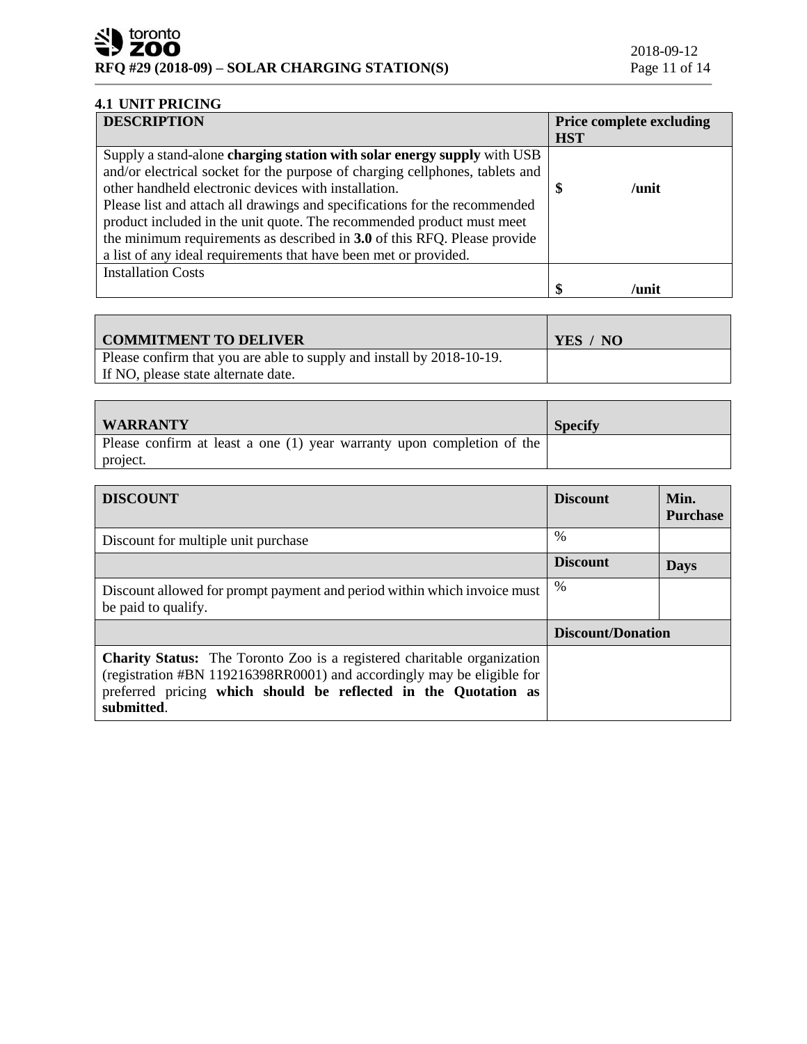## 4.1 UNIT PRICING

| DESCRIPTION | Price complete excluding HST |
|---|---|
| Supply a stand-alone **charging station with solar energy supply** with USB and/or electrical socket for the purpose of charging cellphones, tablets and other handheld electronic devices with installation.<br>Please list and attach all drawings and specifications for the recommended product included in the unit quote. The recommended product must meet the minimum requirements as described in **3.0** of this RFQ. Please provide a list of any ideal requirements that have been met or provided. | **$ /unit** |
| Installation Costs | **$ /unit** |

| COMMITMENT TO DELIVER | YES / NO |
|---|---|
| Please confirm that you are able to supply and install by 2018-10-19.<br>If NO, please state alternate date. | |

| WARRANTY | Specify |
|---|---|
| Please confirm at least a one (1) year warranty upon completion of the project. | |

| DISCOUNT | Discount | Min. Purchase |
|---|---|---|
| Discount for multiple unit purchase | % | |
| | **Discount** | **Days** |
| Discount allowed for prompt payment and period within which invoice must be paid to qualify. | % | |
| | **Discount/Donation** | |
| **Charity Status:** The Toronto Zoo is a registered charitable organization (registration #BN 119216398RR0001) and accordingly may be eligible for preferred pricing **which should be reflected in the Quotation as submitted**. | | |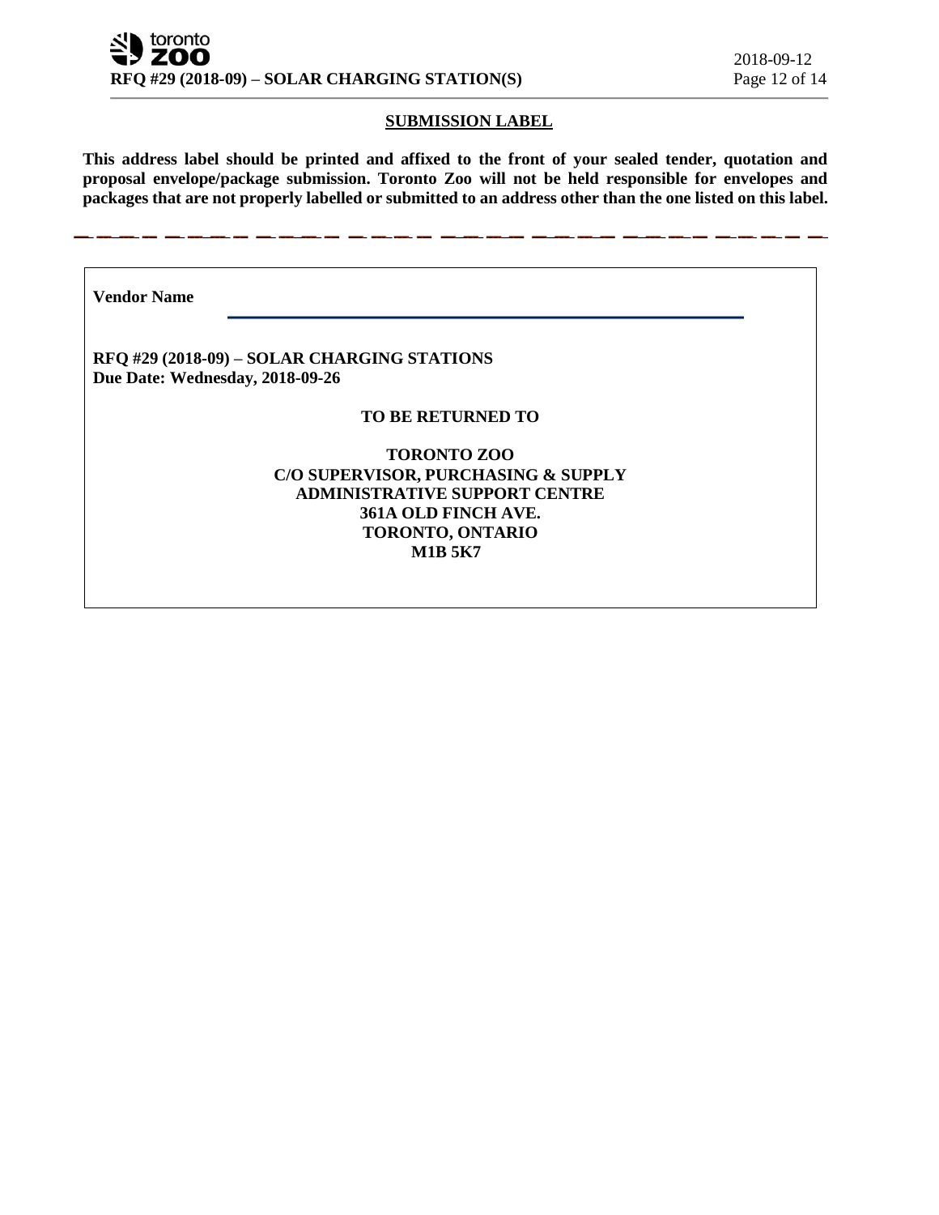## SUBMISSION LABEL

**This address label should be printed and affixed to the front of your sealed tender, quotation and proposal envelope/package submission. Toronto Zoo will not be held responsible for envelopes and packages that are not properly labelled or submitted to an address other than the one listed on this label.**

---

**Vendor Name** ____________________________________________

**RFQ #29 (2018-09) – SOLAR CHARGING STATIONS**
**Due Date: Wednesday, 2018-09-26**

**TO BE RETURNED TO**

**TORONTO ZOO**
**C/O SUPERVISOR, PURCHASING & SUPPLY**
**ADMINISTRATIVE SUPPORT CENTRE**
**361A OLD FINCH AVE.**
**TORONTO, ONTARIO**
**M1B 5K7**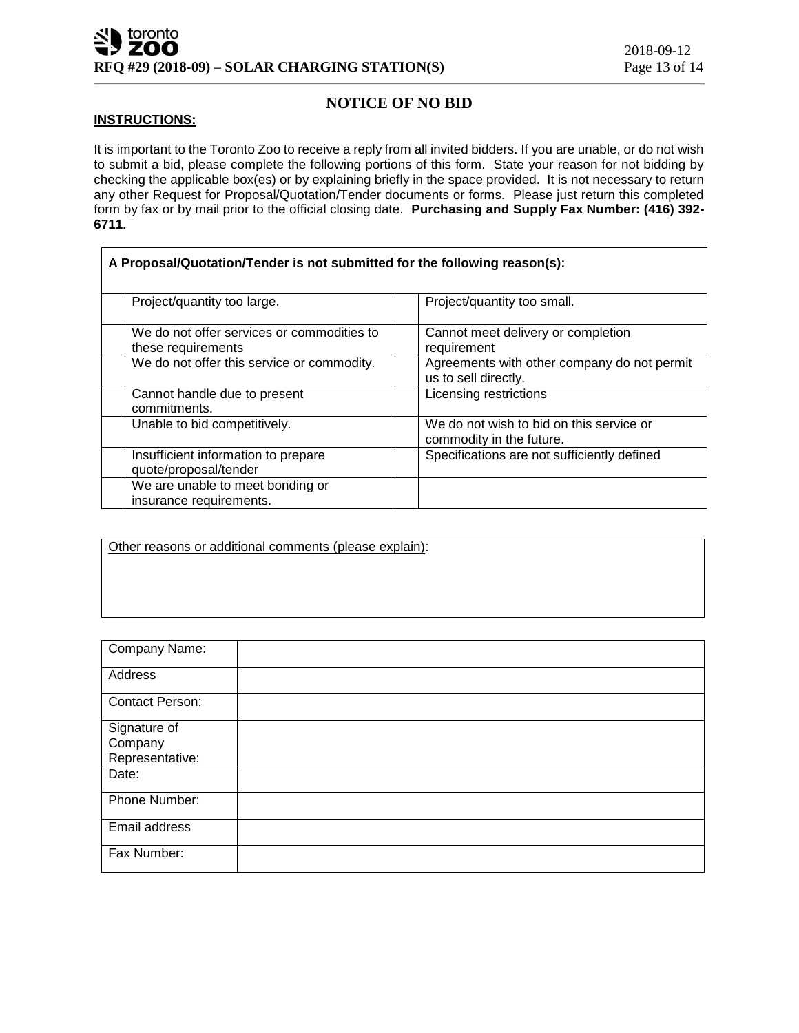## NOTICE OF NO BID

**INSTRUCTIONS:**

It is important to the Toronto Zoo to receive a reply from all invited bidders. If you are unable, or do not wish to submit a bid, please complete the following portions of this form. State your reason for not bidding by checking the applicable box(es) or by explaining briefly in the space provided. It is not necessary to return any other Request for Proposal/Quotation/Tender documents or forms. Please just return this completed form by fax or by mail prior to the official closing date. **Purchasing and Supply Fax Number: (416) 392-6711.**

**A Proposal/Quotation/Tender is not submitted for the following reason(s):**

| | | | |
|---|---|---|---|
| | Project/quantity too large. | | Project/quantity too small. |
| | We do not offer services or commodities to these requirements | | Cannot meet delivery or completion requirement |
| | We do not offer this service or commodity. | | Agreements with other company do not permit us to sell directly. |
| | Cannot handle due to present commitments. | | Licensing restrictions |
| | Unable to bid competitively. | | We do not wish to bid on this service or commodity in the future. |
| | Insufficient information to prepare quote/proposal/tender | | Specifications are not sufficiently defined |
| | We are unable to meet bonding or insurance requirements. | | |

Other reasons or additional comments (please explain):

| | |
|---|---|
| Company Name: | |
| Address | |
| Contact Person: | |
| Signature of Company Representative: | |
| Date: | |
| Phone Number: | |
| Email address | |
| Fax Number: | |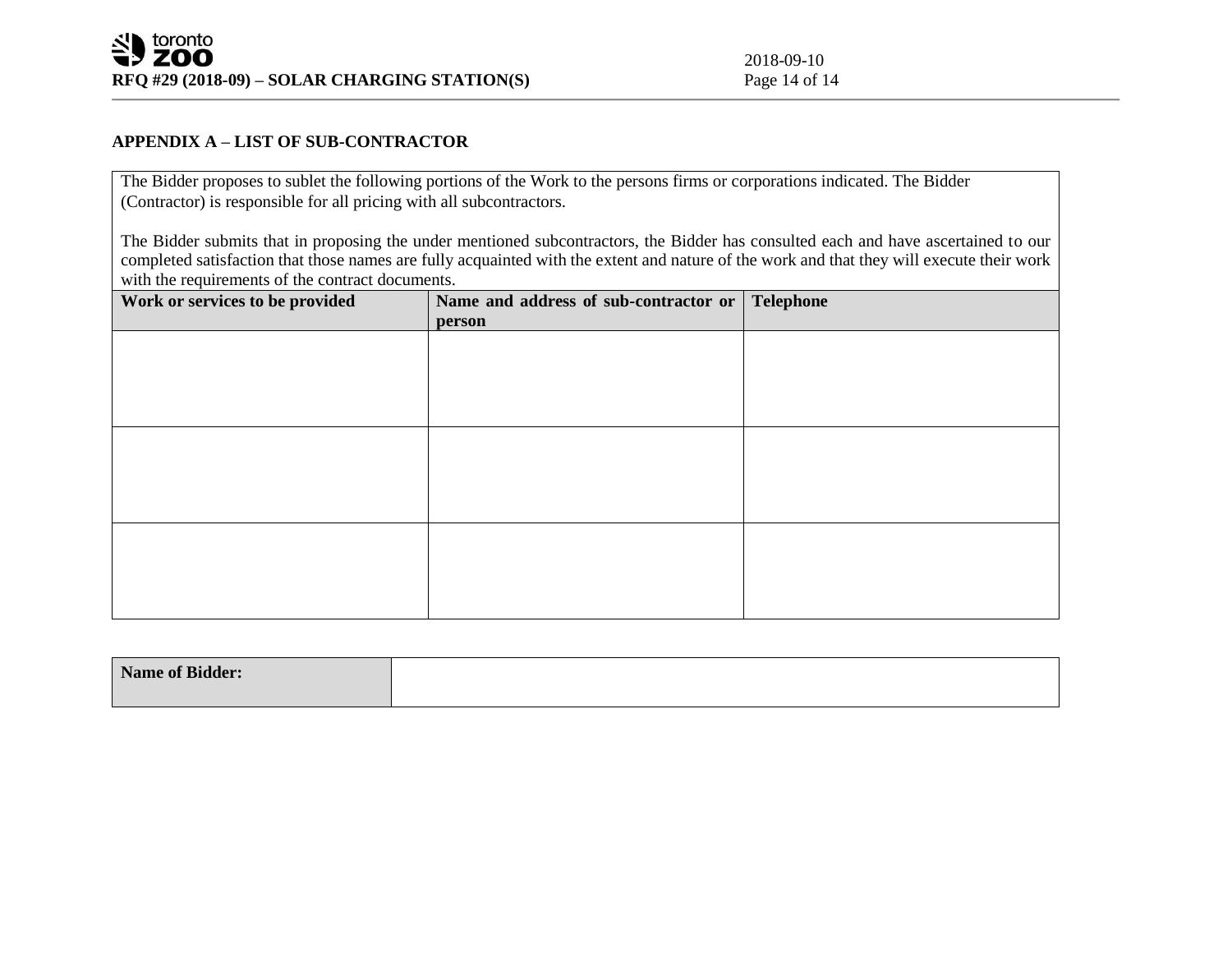## APPENDIX A – LIST OF SUB-CONTRACTOR

The Bidder proposes to sublet the following portions of the Work to the persons firms or corporations indicated. The Bidder (Contractor) is responsible for all pricing with all subcontractors.

The Bidder submits that in proposing the under mentioned subcontractors, the Bidder has consulted each and have ascertained to our completed satisfaction that those names are fully acquainted with the extent and nature of the work and that they will execute their work with the requirements of the contract documents.

| Work or services to be provided | Name and address of sub-contractor or person | Telephone |
|---|---|---|
| | | |
| | | |
| | | |

| | |
|---|---|
| **Name of Bidder:** | |